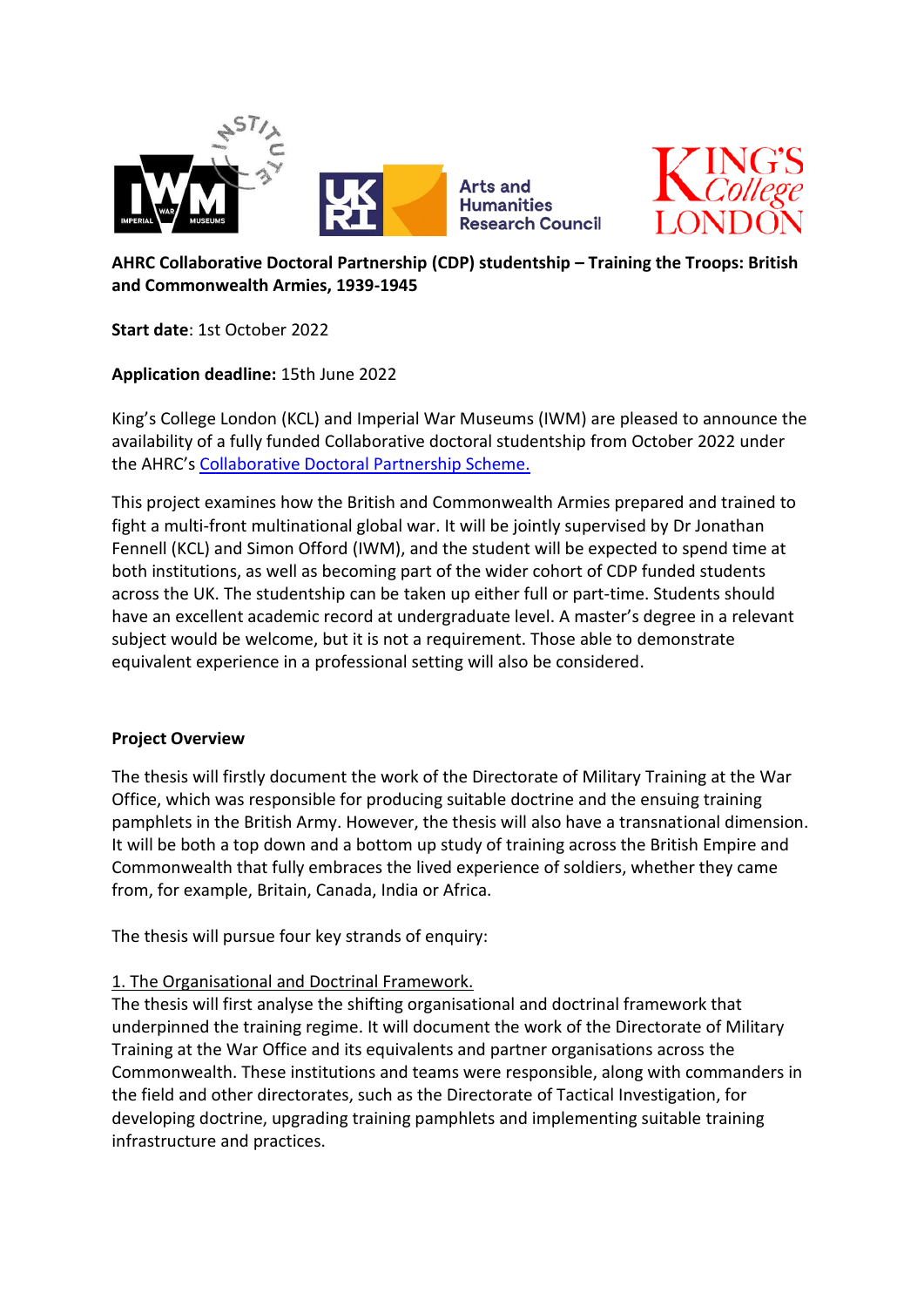**AHRC Collaborative Doctoral Partnership (CDP) studentship – Training the Troops: British and Commonwealth Armies, 1939-1945**

**Start date**: 1st October 2022

**Application deadline:** 15th June 2022

King's College London (KCL) and Imperial War Museums (IWM) are pleased to announce the availability of a fully funded Collaborative doctoral studentship from October 2022 under the AHRC's Collaborative Doctoral Partnership Scheme.

This project examines how the British and Commonwealth Armies prepared and trained to fight a multi-front multinational global war. It will be jointly supervised by Dr Jonathan Fennell (KCL) and Simon Offord (IWM), and the student will be expected to spend time at both institutions, as well as becoming part of the wider cohort of CDP funded students across the UK. The studentship can be taken up either full or part-time. Students should have an excellent academic record at undergraduate level. A master's degree in a relevant subject would be welcome, but it is not a requirement. Those able to demonstrate equivalent experience in a professional setting will also be considered.

**Project Overview**

The thesis will firstly document the work of the Directorate of Military Training at the War Office, which was responsible for producing suitable doctrine and the ensuing training pamphlets in the British Army. However, the thesis will also have a transnational dimension. It will be both a top down and a bottom up study of training across the British Empire and Commonwealth that fully embraces the lived experience of soldiers, whether they came from, for example, Britain, Canada, India or Africa.

The thesis will pursue four key strands of enquiry:

1. The Organisational and Doctrinal Framework.

The thesis will first analyse the shifting organisational and doctrinal framework that underpinned the training regime. It will document the work of the Directorate of Military Training at the War Office and its equivalents and partner organisations across the Commonwealth. These institutions and teams were responsible, along with commanders in the field and other directorates, such as the Directorate of Tactical Investigation, for developing doctrine, upgrading training pamphlets and implementing suitable training infrastructure and practices.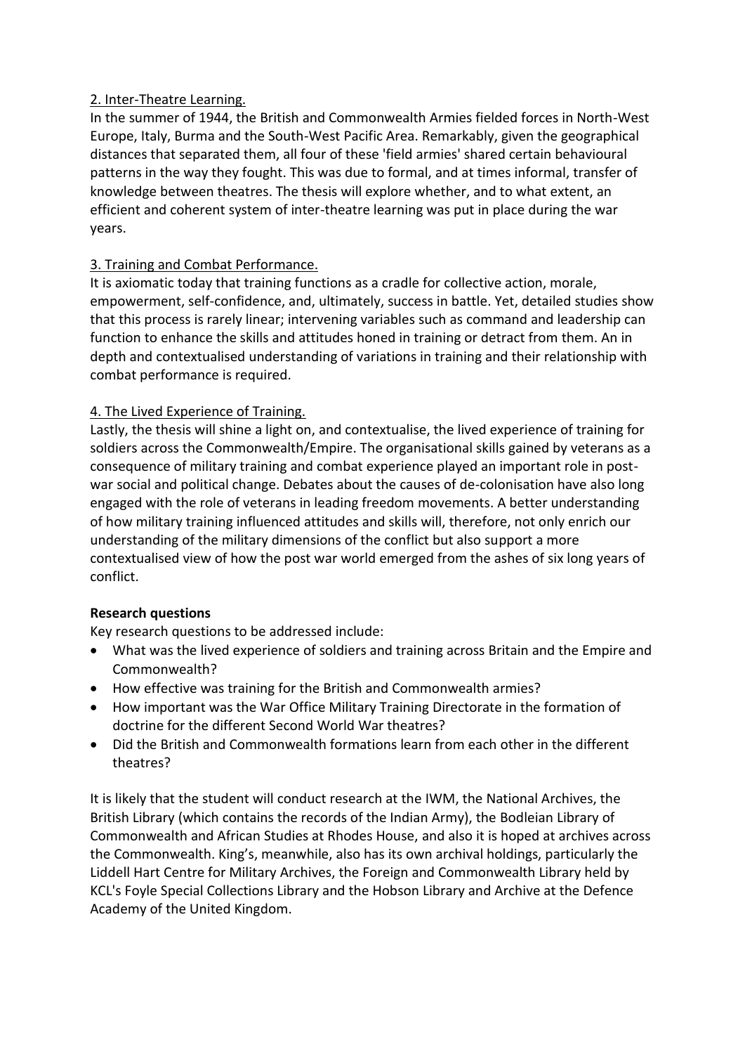2. Inter-Theatre Learning.

In the summer of 1944, the British and Commonwealth Armies fielded forces in North-West Europe, Italy, Burma and the South-West Pacific Area. Remarkably, given the geographical distances that separated them, all four of these 'field armies' shared certain behavioural patterns in the way they fought. This was due to formal, and at times informal, transfer of knowledge between theatres. The thesis will explore whether, and to what extent, an efficient and coherent system of inter-theatre learning was put in place during the war years.

3. Training and Combat Performance.

It is axiomatic today that training functions as a cradle for collective action, morale, empowerment, self-confidence, and, ultimately, success in battle. Yet, detailed studies show that this process is rarely linear; intervening variables such as command and leadership can function to enhance the skills and attitudes honed in training or detract from them. An in depth and contextualised understanding of variations in training and their relationship with combat performance is required.

4. The Lived Experience of Training.

Lastly, the thesis will shine a light on, and contextualise, the lived experience of training for soldiers across the Commonwealth/Empire. The organisational skills gained by veterans as a consequence of military training and combat experience played an important role in post-war social and political change. Debates about the causes of de-colonisation have also long engaged with the role of veterans in leading freedom movements. A better understanding of how military training influenced attitudes and skills will, therefore, not only enrich our understanding of the military dimensions of the conflict but also support a more contextualised view of how the post war world emerged from the ashes of six long years of conflict.

**Research questions**

Key research questions to be addressed include:

- What was the lived experience of soldiers and training across Britain and the Empire and Commonwealth?
- How effective was training for the British and Commonwealth armies?
- How important was the War Office Military Training Directorate in the formation of doctrine for the different Second World War theatres?
- Did the British and Commonwealth formations learn from each other in the different theatres?

It is likely that the student will conduct research at the IWM, the National Archives, the British Library (which contains the records of the Indian Army), the Bodleian Library of Commonwealth and African Studies at Rhodes House, and also it is hoped at archives across the Commonwealth. King's, meanwhile, also has its own archival holdings, particularly the Liddell Hart Centre for Military Archives, the Foreign and Commonwealth Library held by KCL's Foyle Special Collections Library and the Hobson Library and Archive at the Defence Academy of the United Kingdom.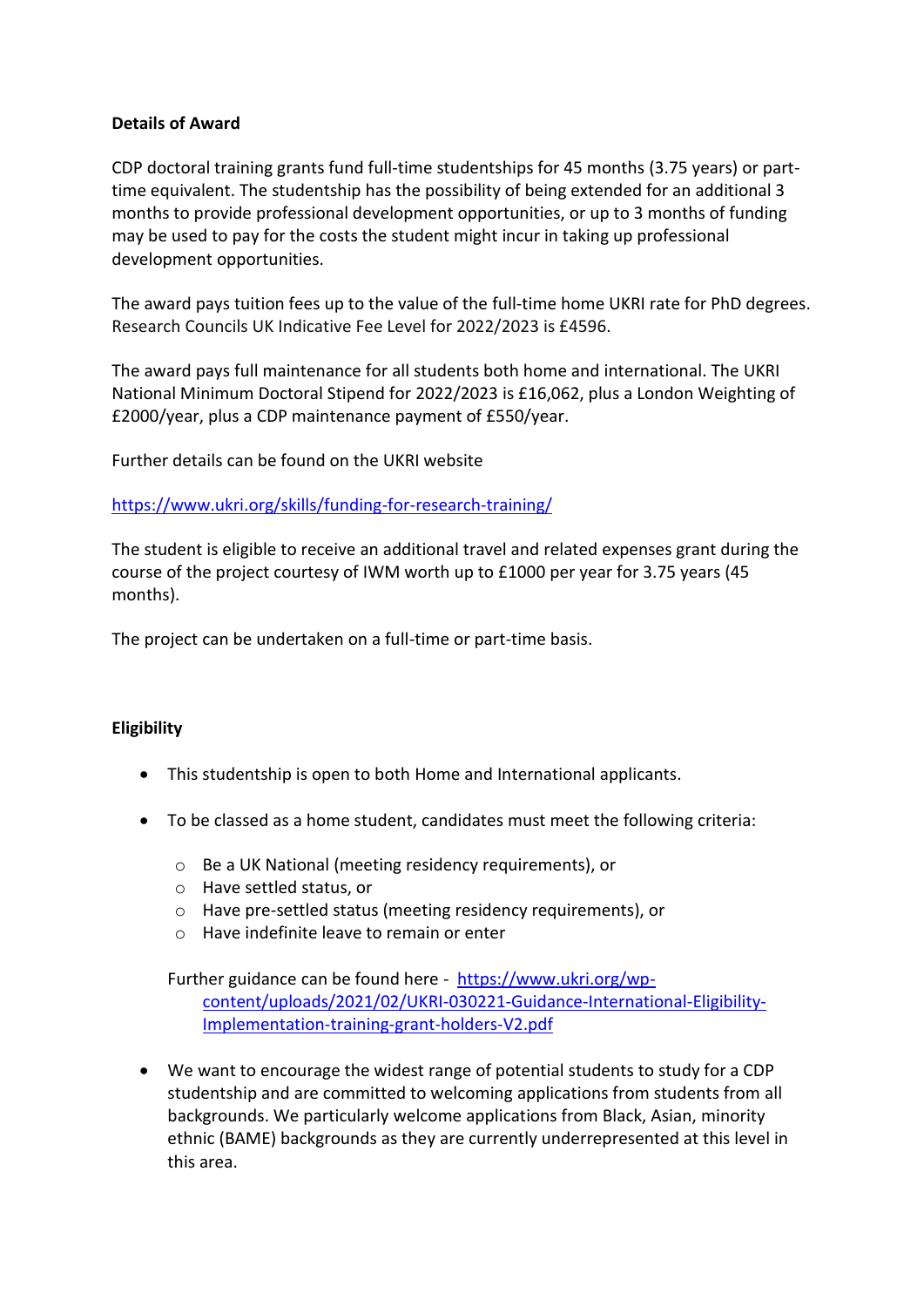**Details of Award**

CDP doctoral training grants fund full-time studentships for 45 months (3.75 years) or part-time equivalent. The studentship has the possibility of being extended for an additional 3 months to provide professional development opportunities, or up to 3 months of funding may be used to pay for the costs the student might incur in taking up professional development opportunities.

The award pays tuition fees up to the value of the full-time home UKRI rate for PhD degrees. Research Councils UK Indicative Fee Level for 2022/2023 is £4596.

The award pays full maintenance for all students both home and international. The UKRI National Minimum Doctoral Stipend for 2022/2023 is £16,062, plus a London Weighting of £2000/year, plus a CDP maintenance payment of £550/year.

Further details can be found on the UKRI website

[https://www.ukri.org/skills/funding-for-research-training/](https://www.ukri.org/skills/funding-for-research-training/)

The student is eligible to receive an additional travel and related expenses grant during the course of the project courtesy of IWM worth up to £1000 per year for 3.75 years (45 months).

The project can be undertaken on a full-time or part-time basis.

**Eligibility**

- This studentship is open to both Home and International applicants.
- To be classed as a home student, candidates must meet the following criteria:
  - Be a UK National (meeting residency requirements), or
  - Have settled status, or
  - Have pre-settled status (meeting residency requirements), or
  - Have indefinite leave to remain or enter

  Further guidance can be found here - [https://www.ukri.org/wp-content/uploads/2021/02/UKRI-030221-Guidance-International-Eligibility-Implementation-training-grant-holders-V2.pdf](https://www.ukri.org/wp-content/uploads/2021/02/UKRI-030221-Guidance-International-Eligibility-Implementation-training-grant-holders-V2.pdf)
- We want to encourage the widest range of potential students to study for a CDP studentship and are committed to welcoming applications from students from all backgrounds. We particularly welcome applications from Black, Asian, minority ethnic (BAME) backgrounds as they are currently underrepresented at this level in this area.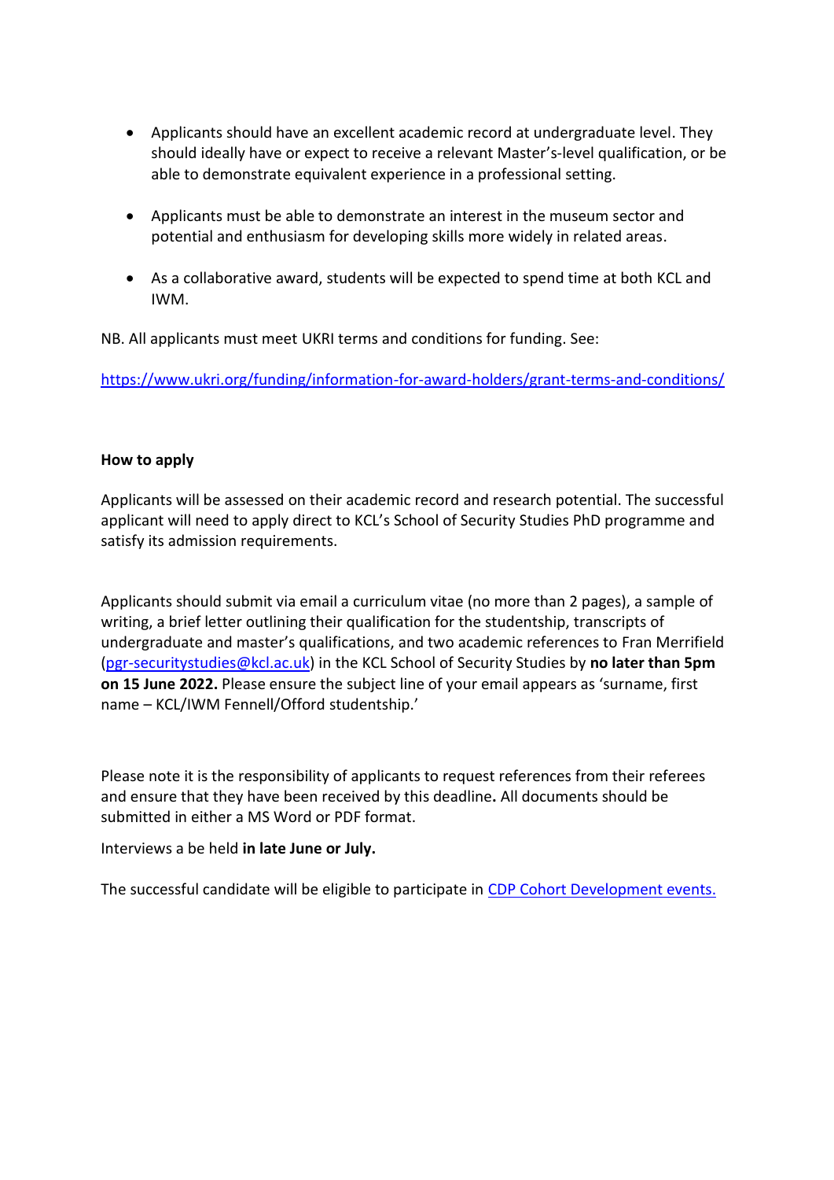- Applicants should have an excellent academic record at undergraduate level. They should ideally have or expect to receive a relevant Master's-level qualification, or be able to demonstrate equivalent experience in a professional setting.

- Applicants must be able to demonstrate an interest in the museum sector and potential and enthusiasm for developing skills more widely in related areas.

- As a collaborative award, students will be expected to spend time at both KCL and IWM.

NB. All applicants must meet UKRI terms and conditions for funding. See:

[https://www.ukri.org/funding/information-for-award-holders/grant-terms-and-conditions/](https://www.ukri.org/funding/information-for-award-holders/grant-terms-and-conditions/)

**How to apply**

Applicants will be assessed on their academic record and research potential. The successful applicant will need to apply direct to KCL's School of Security Studies PhD programme and satisfy its admission requirements.

Applicants should submit via email a curriculum vitae (no more than 2 pages), a sample of writing, a brief letter outlining their qualification for the studentship, transcripts of undergraduate and master's qualifications, and two academic references to Fran Merrifield ([pgr-securitystudies@kcl.ac.uk](mailto:pgr-securitystudies@kcl.ac.uk)) in the KCL School of Security Studies by **no later than 5pm on 15 June 2022.** Please ensure the subject line of your email appears as 'surname, first name – KCL/IWM Fennell/Offord studentship.'

Please note it is the responsibility of applicants to request references from their referees and ensure that they have been received by this deadline**.** All documents should be submitted in either a MS Word or PDF format.

Interviews a be held **in late June or July.**

The successful candidate will be eligible to participate in [CDP Cohort Development events.](#)